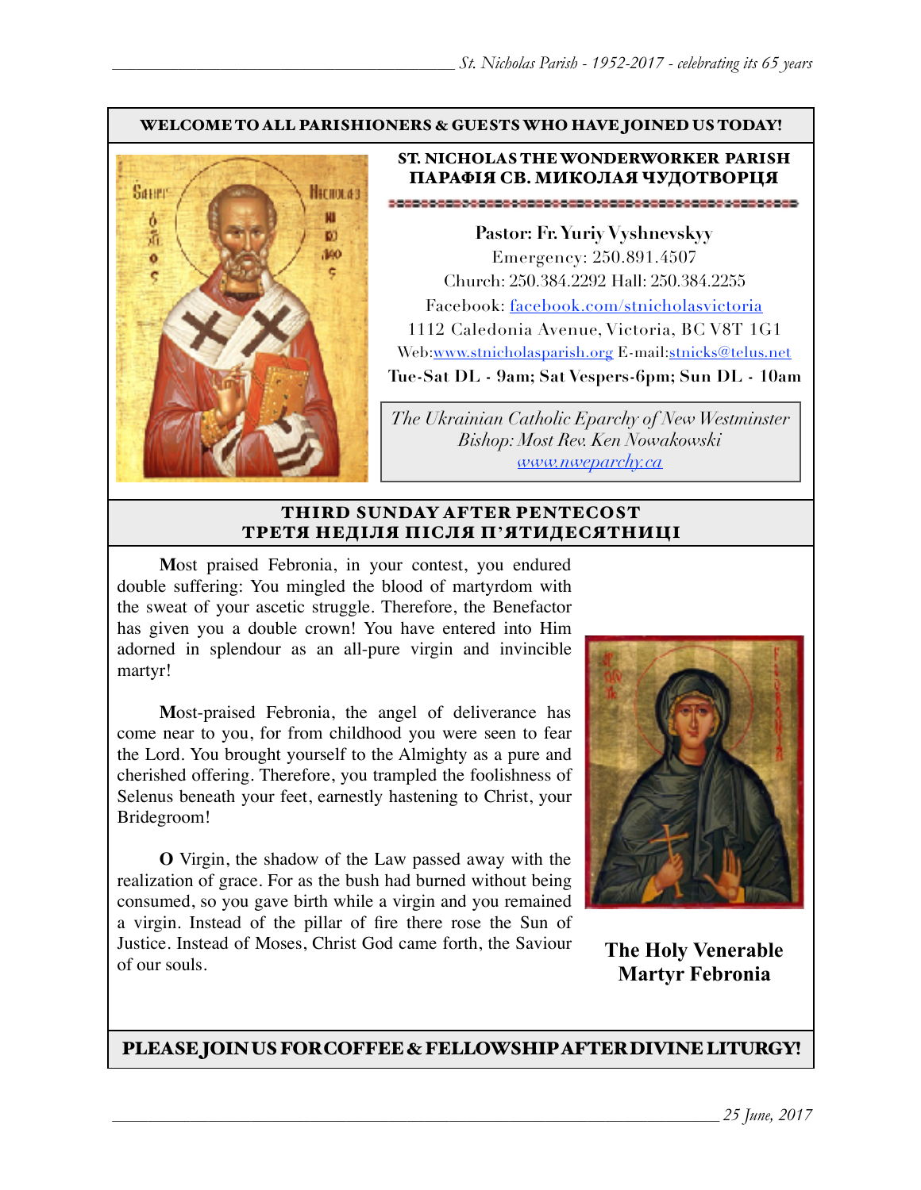**WELCOME TO ALL PARISHIONERS & GUESTS WHO HAVE JOINED US TODAY!**

## ST. NICHOLAS THE WONDERWORKER PARISH
## ПАРАФІЯ СВ. МИКОЛАЯ ЧУДОТВОРЦЯ

**Pastor: Fr. Yuriy Vyshnevskyy**
Emergency: 250.891.4507
Church: 250.384.2292 Hall: 250.384.2255
Facebook: [facebook.com/stnicholasvictoria](facebook.com/stnicholasvictoria)
1112 Caledonia Avenue, Victoria, BC V8T 1G1
Web:[www.stnicholasparish.org](www.stnicholasparish.org) E-mail:[stnicks@telus.net](mailto:stnicks@telus.net)
**Tue-Sat DL - 9am; Sat Vespers-6pm; Sun DL - 10am**

*The Ukrainian Catholic Eparchy of New Westminster*
*Bishop: Most Rev. Ken Nowakowski*
*[www.nweparchy.ca](www.nweparchy.ca)*

## THIRD SUNDAY AFTER PENTECOST
## ТРЕТЯ НЕДІЛЯ ПІСЛЯ П'ЯТИДЕСЯТНИЦІ

**M**ost praised Febronia, in your contest, you endured double suffering: You mingled the blood of martyrdom with the sweat of your ascetic struggle. Therefore, the Benefactor has given you a double crown! You have entered into Him adorned in splendour as an all-pure virgin and invincible martyr!

**M**ost-praised Febronia, the angel of deliverance has come near to you, for from childhood you were seen to fear the Lord. You brought yourself to the Almighty as a pure and cherished offering. Therefore, you trampled the foolishness of Selenus beneath your feet, earnestly hastening to Christ, your Bridegroom!

**O** Virgin, the shadow of the Law passed away with the realization of grace. For as the bush had burned without being consumed, so you gave birth while a virgin and you remained a virgin. Instead of the pillar of fire there rose the Sun of Justice. Instead of Moses, Christ God came forth, the Saviour of our souls.

**The Holy Venerable Martyr Febronia**

**PLEASE JOIN US FOR COFFEE & FELLOWSHIP AFTER DIVINE LITURGY!**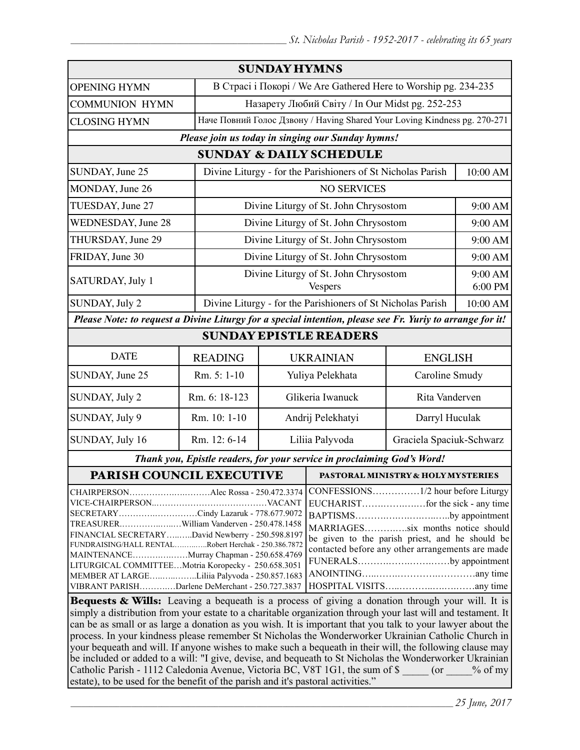## SUNDAY HYMNS

| | |
|---|---|
| OPENING HYMN | В Страсі і Покорі / We Are Gathered Here to Worship pg. 234-235 |
| COMMUNION HYMN | Назарету Любий Світу / In Our Midst pg. 252-253 |
| CLOSING HYMN | Наче Повний Голос Дзвону / Having Shared Your Loving Kindness pg. 270-271 |

***Please join us today in singing our Sunday hymns!***

## SUNDAY & DAILY SCHEDULE

| | | |
|---|---|---|
| SUNDAY, June 25 | Divine Liturgy - for the Parishioners of St Nicholas Parish | 10:00 AM |
| MONDAY, June 26 | NO SERVICES | |
| TUESDAY, June 27 | Divine Liturgy of St. John Chrysostom | 9:00 AM |
| WEDNESDAY, June 28 | Divine Liturgy of St. John Chrysostom | 9:00 AM |
| THURSDAY, June 29 | Divine Liturgy of St. John Chrysostom | 9:00 AM |
| FRIDAY, June 30 | Divine Liturgy of St. John Chrysostom | 9:00 AM |
| SATURDAY, July 1 | Divine Liturgy of St. John Chrysostom<br>Vespers | 9:00 AM<br>6:00 PM |
| SUNDAY, July 2 | Divine Liturgy - for the Parishioners of St Nicholas Parish | 10:00 AM |

***Please Note: to request a Divine Liturgy for a special intention, please see Fr. Yuriy to arrange for it!***

## SUNDAY EPISTLE READERS

| DATE | READING | UKRAINIAN | ENGLISH |
|---|---|---|---|
| SUNDAY, June 25 | Rm. 5: 1-10 | Yuliya Pelekhata | Caroline Smudy |
| SUNDAY, July 2 | Rm. 6: 18-123 | Glikeria Iwanuck | Rita Vanderven |
| SUNDAY, July 9 | Rm. 10: 1-10 | Andrij Pelekhatyi | Darryl Huculak |
| SUNDAY, July 16 | Rm. 12: 6-14 | Liliia Palyvoda | Graciela Spaciuk-Schwarz |

***Thank you, Epistle readers, for your service in proclaiming God's Word!***

## PARISH COUNCIL EXECUTIVE

- CHAIRPERSON……………………Alec Rossa - 250.472.3374
- VICE-CHAIRPERSON…………………………………VACANT
- SECRETARY………………………Cindy Lazaruk - 778.677.9072
- TREASURER………………William Vanderven - 250.478.1458
- FINANCIAL SECRETARY………David Newberry - 250.598.8197
- FUNDRAISING/HALL RENTAL…………Robert Herchak - 250.386.7872
- MAINTENANCE………………Murray Chapman - 250.658.4769
- LITURGICAL COMMITTEE…Motria Koropecky - 250.658.3051
- MEMBER AT LARGE……………Liliia Palyvoda - 250.857.1683
- VIBRANT PARISH…………Darlene DeMerchant - 250.727.3837

## PASTORAL MINISTRY & HOLY MYSTERIES

- CONFESSIONS……………1/2 hour before Liturgy
- EUCHARIST………………for the sick - any time
- BAPTISMS…………………………by appointment
- MARRIAGES…………six months notice should be given to the parish priest, and he should be contacted before any other arrangements are made
- FUNERALS…………………………by appointment
- ANOINTING……………………………any time
- HOSPITAL VISITS……………………………any time

**Bequests & Wills:** Leaving a bequeath is a process of giving a donation through your will. It is simply a distribution from your estate to a charitable organization through your last will and testament. It can be as small or as large a donation as you wish. It is important that you talk to your lawyer about the process. In your kindness please remember St Nicholas the Wonderworker Ukrainian Catholic Church in your bequeath and will. If anyone wishes to make such a bequeath in their will, the following clause may be included or added to a will: "I give, devise, and bequeath to St Nicholas the Wonderworker Ukrainian Catholic Parish - 1112 Caledonia Avenue, Victoria BC, V8T 1G1, the sum of $ _____ (or _____% of my estate), to be used for the benefit of the parish and it's pastoral activities."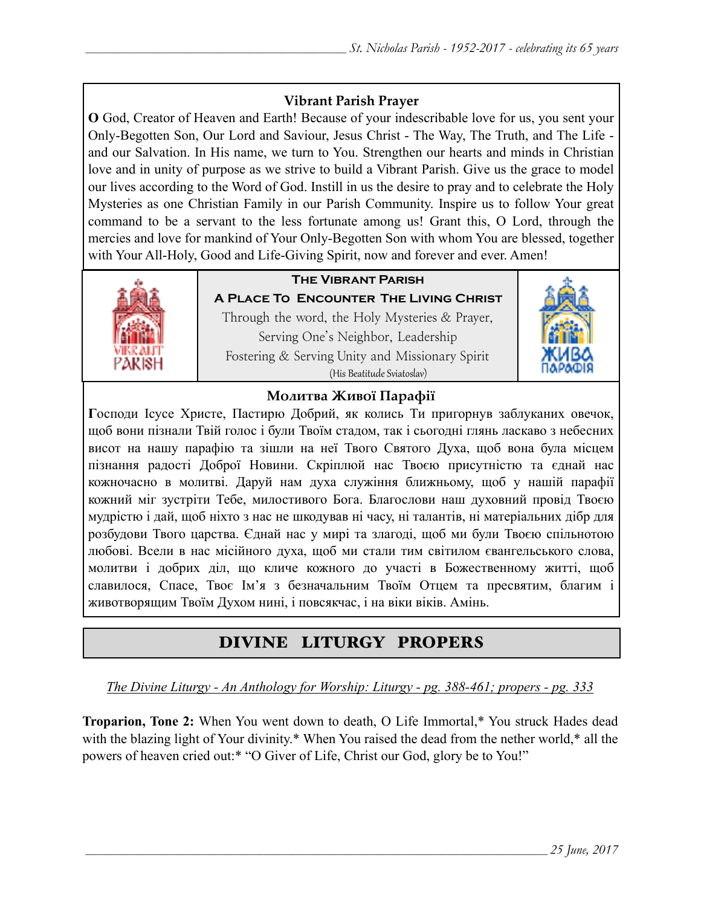### Vibrant Parish Prayer

**O** God, Creator of Heaven and Earth! Because of your indescribable love for us, you sent your Only-Begotten Son, Our Lord and Saviour, Jesus Christ - The Way, The Truth, and The Life - and our Salvation. In His name, we turn to You. Strengthen our hearts and minds in Christian love and in unity of purpose as we strive to build a Vibrant Parish. Give us the grace to model our lives according to the Word of God. Instill in us the desire to pray and to celebrate the Holy Mysteries as one Christian Family in our Parish Community. Inspire us to follow Your great command to be a servant to the less fortunate among us! Grant this, O Lord, through the mercies and love for mankind of Your Only-Begotten Son with whom You are blessed, together with Your All-Holy, Good and Life-Giving Spirit, now and forever and ever. Amen!

**The Vibrant Parish**

**A Place To Encounter The Living Christ**

Through the word, the Holy Mysteries & Prayer,
Serving One's Neighbor, Leadership
Fostering & Serving Unity and Missionary Spirit
(His Beatitude Sviatoslav)

### Молитва Живої Парафії

**Г**осподи Ісусе Христе, Пастирю Добрий, як колись Ти пригорнув заблуканих овечок, щоб вони пізнали Твій голос і були Твоїм стадом, так і сьогодні глянь ласкаво з небесних висот на нашу парафію та зішли на неї Твого Святого Духа, щоб вона була місцем пізнання радості Доброї Новини. Скріплюй нас Твоєю присутністю та єднай нас кожночасно в молитві. Даруй нам духа служіння ближньому, щоб у нашій парафії кожний міг зустріти Тебе, милостивого Бога. Благослови наш духовний провід Твоєю мудрістю і дай, щоб ніхто з нас не шкодував ні часу, ні талантів, ні матеріальних дібр для розбудови Твого царства. Єднай нас у мирі та злагоді, щоб ми були Твоєю спільнотою любові. Всели в нас місійного духа, щоб ми стали тим світилом євангельського слова, молитви і добрих діл, що кличе кожного до участі в Божественному житті, щоб славилося, Спасе, Твоє Ім'я з безначальним Твоїм Отцем та пресвятим, благим і животворящим Твоїм Духом нині, і повсякчас, і на віки віків. Амінь.

## DIVINE LITURGY PROPERS

*The Divine Liturgy - An Anthology for Worship: Liturgy - pg. 388-461; propers - pg. 333*

**Troparion, Tone 2:** When You went down to death, O Life Immortal,* You struck Hades dead with the blazing light of Your divinity.* When You raised the dead from the nether world,* all the powers of heaven cried out:* "O Giver of Life, Christ our God, glory be to You!"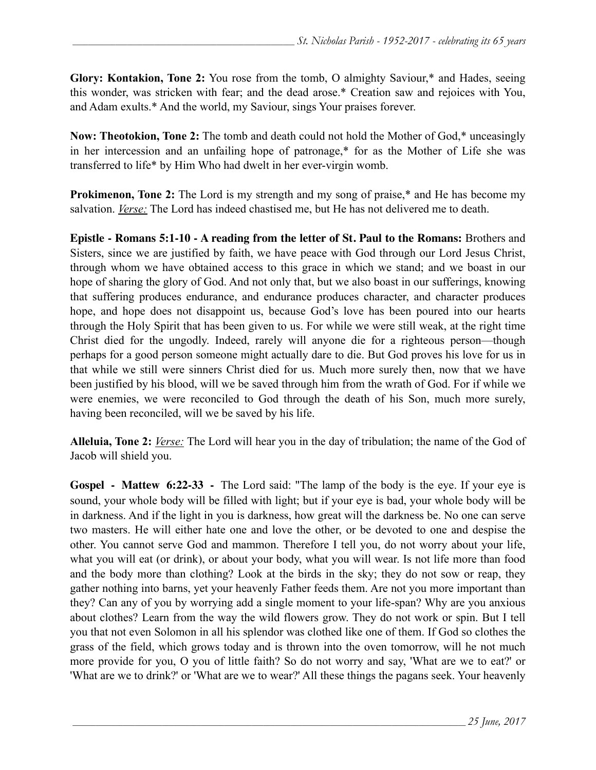**Glory: Kontakion, Tone 2:** You rose from the tomb, O almighty Saviour,* and Hades, seeing this wonder, was stricken with fear; and the dead arose.* Creation saw and rejoices with You, and Adam exults.* And the world, my Saviour, sings Your praises forever.

**Now: Theotokion, Tone 2:** The tomb and death could not hold the Mother of God,* unceasingly in her intercession and an unfailing hope of patronage,* for as the Mother of Life she was transferred to life* by Him Who had dwelt in her ever-virgin womb.

**Prokimenon, Tone 2:** The Lord is my strength and my song of praise,* and He has become my salvation. *Verse:* The Lord has indeed chastised me, but He has not delivered me to death.

**Epistle - Romans 5:1-10 - A reading from the letter of St. Paul to the Romans:** Brothers and Sisters, since we are justified by faith, we have peace with God through our Lord Jesus Christ, through whom we have obtained access to this grace in which we stand; and we boast in our hope of sharing the glory of God. And not only that, but we also boast in our sufferings, knowing that suffering produces endurance, and endurance produces character, and character produces hope, and hope does not disappoint us, because God's love has been poured into our hearts through the Holy Spirit that has been given to us. For while we were still weak, at the right time Christ died for the ungodly. Indeed, rarely will anyone die for a righteous person—though perhaps for a good person someone might actually dare to die. But God proves his love for us in that while we still were sinners Christ died for us. Much more surely then, now that we have been justified by his blood, will we be saved through him from the wrath of God. For if while we were enemies, we were reconciled to God through the death of his Son, much more surely, having been reconciled, will we be saved by his life.

**Alleluia, Tone 2:** *Verse:* The Lord will hear you in the day of tribulation; the name of the God of Jacob will shield you.

**Gospel - Mattew 6:22-33 -** The Lord said: "The lamp of the body is the eye. If your eye is sound, your whole body will be filled with light; but if your eye is bad, your whole body will be in darkness. And if the light in you is darkness, how great will the darkness be. No one can serve two masters. He will either hate one and love the other, or be devoted to one and despise the other. You cannot serve God and mammon. Therefore I tell you, do not worry about your life, what you will eat (or drink), or about your body, what you will wear. Is not life more than food and the body more than clothing? Look at the birds in the sky; they do not sow or reap, they gather nothing into barns, yet your heavenly Father feeds them. Are not you more important than they? Can any of you by worrying add a single moment to your life-span? Why are you anxious about clothes? Learn from the way the wild flowers grow. They do not work or spin. But I tell you that not even Solomon in all his splendor was clothed like one of them. If God so clothes the grass of the field, which grows today and is thrown into the oven tomorrow, will he not much more provide for you, O you of little faith? So do not worry and say, 'What are we to eat?' or 'What are we to drink?' or 'What are we to wear?' All these things the pagans seek. Your heavenly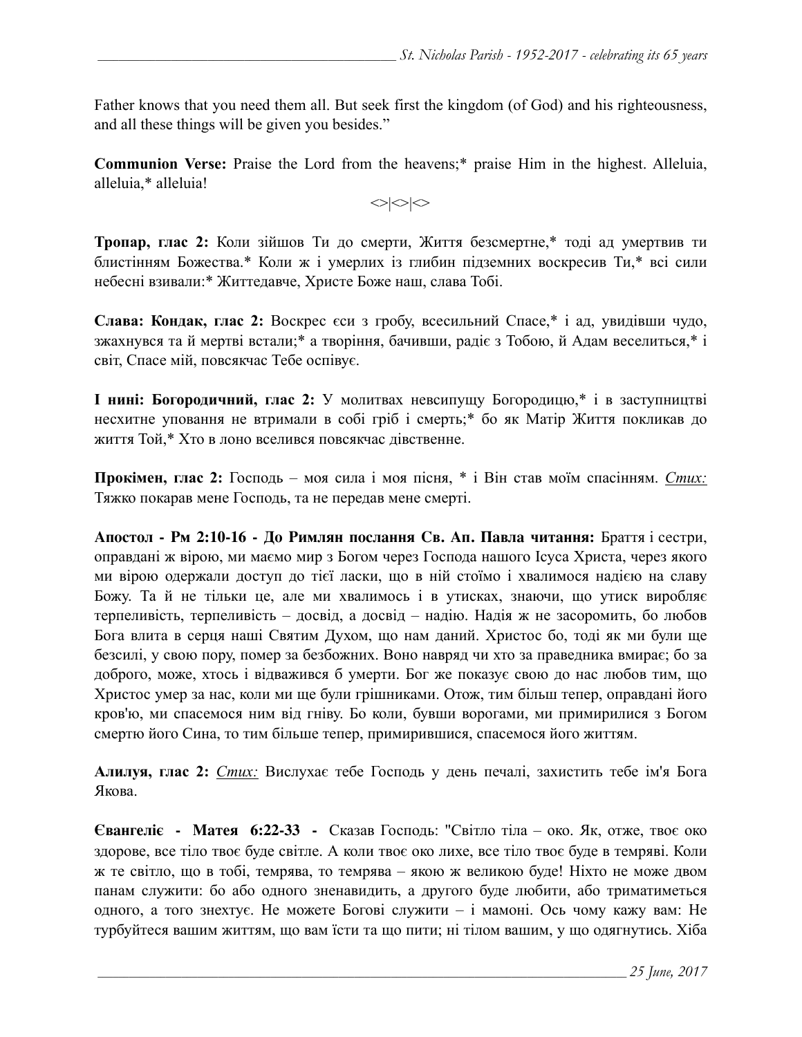Father knows that you need them all. But seek first the kingdom (of God) and his righteousness, and all these things will be given you besides."

**Communion Verse:** Praise the Lord from the heavens;* praise Him in the highest. Alleluia, alleluia,* alleluia!

<>|<>|<>

**Тропар, глас 2:** Коли зійшов Ти до смерти, Життя безсмертне,* тоді ад умертвив ти блистінням Божества.* Коли ж і умерлих із глибин підземних воскресив Ти,* всі сили небесні взивали:* Життедавче, Христе Боже наш, слава Тобі.

**Слава: Кондак, глас 2:** Воскрес єси з гробу, всесильний Спасе,* і ад, увидівши чудо, зжахнувся та й мертві встали;* а творіння, бачивши, радіє з Тобою, й Адам веселиться,* і світ, Спасе мій, повсякчас Тебе оспівує.

**І нині: Богородичний, глас 2:** У молитвах невсипущу Богородицю,* і в заступництві несхитне уповання не втримали в собі гріб і смерть;* бо як Матір Життя покликав до життя Той,* Хто в лоно вселився повсякчас дівственне.

**Прокімен, глас 2:** Господь – моя сила і моя пісня, * і Він став моїм спасінням. *Стих:* Тяжко покарав мене Господь, та не передав мене смерті.

**Апостол - Рм 2:10-16 - До Римлян послання Св. Ап. Павла читання:** Браття і сестри, оправдані ж вірою, ми маємо мир з Богом через Господа нашого Ісуса Христа, через якого ми вірою одержали доступ до тієї ласки, що в ній стоїмо і хвалимося надією на славу Божу. Та й не тільки це, але ми хвалимось і в утисках, знаючи, що утиск виробляє терпеливість, терпеливість – досвід, а досвід – надію. Надія ж не засоромить, бо любов Бога влита в серця наші Святим Духом, що нам даний. Христос бо, тоді як ми були ще безсилі, у свою пору, помер за безбожних. Воно навряд чи хто за праведника вмирає; бо за доброго, може, хтось і відважився б умерти. Бог же показує свою до нас любов тим, що Христос умер за нас, коли ми ще були грішниками. Отож, тим більш тепер, оправдані його кров'ю, ми спасемося ним від гніву. Бо коли, бувши ворогами, ми примирилися з Богом смертю його Сина, то тим більше тепер, примирившися, спасемося його життям.

**Алилуя, глас 2:** *Стих:* Вислухає тебе Господь у день печалі, захистить тебе ім'я Бога Якова.

**Євангеліє - Матея 6:22-33 -** Сказав Господь: "Світло тіла – око. Як, отже, твоє око здорове, все тіло твоє буде світле. А коли твоє око лихе, все тіло твоє буде в темряві. Коли ж те світло, що в тобі, темрява, то темрява – якою ж великою буде! Ніхто не може двом панам служити: бо або одного зненавидить, а другого буде любити, або триматиметься одного, а того знехтує. Не можете Богові служити – і мамоні. Ось чому кажу вам: Не турбуйтеся вашим життям, що вам їсти та що пити; ні тілом вашим, у що одягнутись. Хіба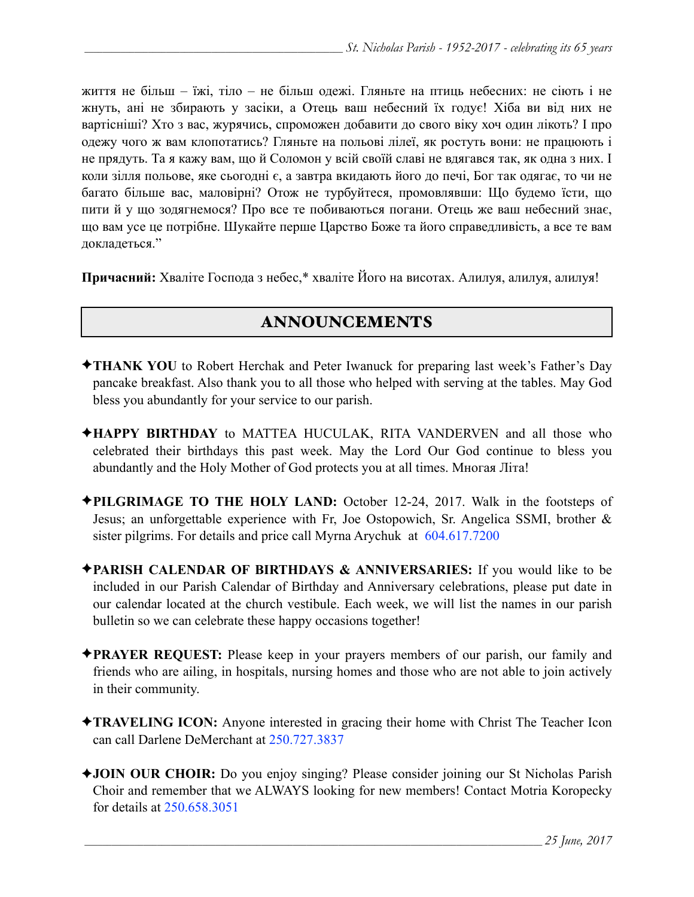життя не більш – їжі, тіло – не більш одежі. Гляньте на птиць небесних: не сіють і не жнуть, ані не збирають у засіки, а Отець ваш небесний їх годує! Хіба ви від них не вартісніші? Хто з вас, журячись, спроможен добавити до свого віку хоч один лікоть? І про одежу чого ж вам клопотатись? Гляньте на польові лілеї, як ростуть вони: не працюють і не прядуть. Та я кажу вам, що й Соломон у всій своїй славі не вдягався так, як одна з них. І коли зілля польове, яке сьогодні є, а завтра вкидають його до печі, Бог так одягає, то чи не багато більше вас, маловірні? Отож не турбуйтеся, промовлявши: Що будемо їсти, що пити й у що зодягнемося? Про все те побиваються погани. Отець же ваш небесний знає, що вам усе це потрібне. Шукайте перше Царство Боже та його справедливість, а все те вам докладеться."

**Причасний:** Хваліте Господа з небес,* хваліте Його на висотах. Алилуя, алилуя, алилуя!

## ANNOUNCEMENTS

✦**THANK YOU** to Robert Herchak and Peter Iwanuck for preparing last week's Father's Day pancake breakfast. Also thank you to all those who helped with serving at the tables. May God bless you abundantly for your service to our parish.

✦**HAPPY BIRTHDAY** to MATTEA HUCULAK, RITA VANDERVEN and all those who celebrated their birthdays this past week. May the Lord Our God continue to bless you abundantly and the Holy Mother of God protects you at all times. Многая Літа!

✦**PILGRIMAGE TO THE HOLY LAND:** October 12-24, 2017. Walk in the footsteps of Jesus; an unforgettable experience with Fr, Joe Ostopowich, Sr. Angelica SSMI, brother & sister pilgrims. For details and price call Myrna Arychuk at 604.617.7200

✦**PARISH CALENDAR OF BIRTHDAYS & ANNIVERSARIES:** If you would like to be included in our Parish Calendar of Birthday and Anniversary celebrations, please put date in our calendar located at the church vestibule. Each week, we will list the names in our parish bulletin so we can celebrate these happy occasions together!

✦**PRAYER REQUEST:** Please keep in your prayers members of our parish, our family and friends who are ailing, in hospitals, nursing homes and those who are not able to join actively in their community.

✦**TRAVELING ICON:** Anyone interested in gracing their home with Christ The Teacher Icon can call Darlene DeMerchant at 250.727.3837

✦**JOIN OUR CHOIR:** Do you enjoy singing? Please consider joining our St Nicholas Parish Choir and remember that we ALWAYS looking for new members! Contact Motria Koropecky for details at 250.658.3051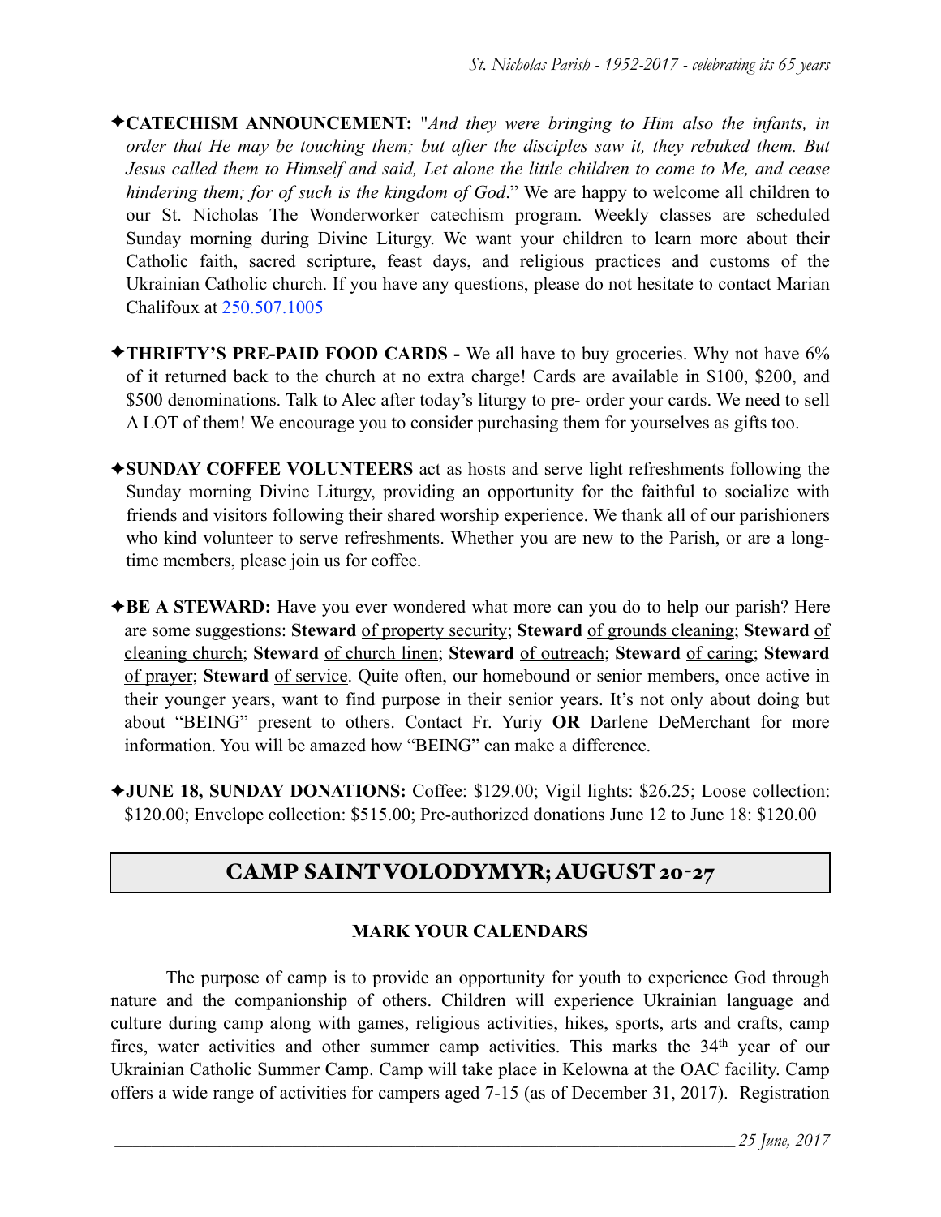✦**CATECHISM ANNOUNCEMENT:** "*And they were bringing to Him also the infants, in order that He may be touching them; but after the disciples saw it, they rebuked them. But Jesus called them to Himself and said, Let alone the little children to come to Me, and cease hindering them; for of such is the kingdom of God*." We are happy to welcome all children to our St. Nicholas The Wonderworker catechism program. Weekly classes are scheduled Sunday morning during Divine Liturgy. We want your children to learn more about their Catholic faith, sacred scripture, feast days, and religious practices and customs of the Ukrainian Catholic church. If you have any questions, please do not hesitate to contact Marian Chalifoux at 250.507.1005

✦**THRIFTY'S PRE-PAID FOOD CARDS -** We all have to buy groceries. Why not have 6% of it returned back to the church at no extra charge! Cards are available in $100, $200, and $500 denominations. Talk to Alec after today's liturgy to pre- order your cards. We need to sell A LOT of them! We encourage you to consider purchasing them for yourselves as gifts too.

✦**SUNDAY COFFEE VOLUNTEERS** act as hosts and serve light refreshments following the Sunday morning Divine Liturgy, providing an opportunity for the faithful to socialize with friends and visitors following their shared worship experience. We thank all of our parishioners who kind volunteer to serve refreshments. Whether you are new to the Parish, or are a long-time members, please join us for coffee.

✦**BE A STEWARD:** Have you ever wondered what more can you do to help our parish? Here are some suggestions: **Steward** of property security; **Steward** of grounds cleaning; **Steward** of cleaning church; **Steward** of church linen; **Steward** of outreach; **Steward** of caring; **Steward** of prayer; **Steward** of service. Quite often, our homebound or senior members, once active in their younger years, want to find purpose in their senior years. It's not only about doing but about "BEING" present to others. Contact Fr. Yuriy **OR** Darlene DeMerchant for more information. You will be amazed how "BEING" can make a difference.

✦**JUNE 18, SUNDAY DONATIONS:** Coffee: $129.00; Vigil lights: $26.25; Loose collection: $120.00; Envelope collection: $515.00; Pre-authorized donations June 12 to June 18: $120.00

## CAMP SAINT VOLODYMYR; AUGUST 20-27

**MARK YOUR CALENDARS**

The purpose of camp is to provide an opportunity for youth to experience God through nature and the companionship of others. Children will experience Ukrainian language and culture during camp along with games, religious activities, hikes, sports, arts and crafts, camp fires, water activities and other summer camp activities. This marks the 34th year of our Ukrainian Catholic Summer Camp. Camp will take place in Kelowna at the OAC facility. Camp offers a wide range of activities for campers aged 7-15 (as of December 31, 2017). Registration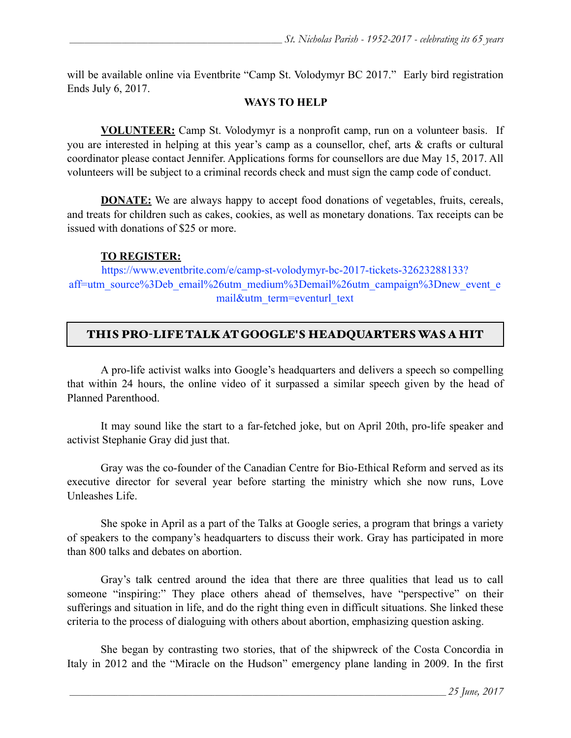will be available online via Eventbrite "Camp St. Volodymyr BC 2017." Early bird registration Ends July 6, 2017.

**WAYS TO HELP**

**VOLUNTEER:** Camp St. Volodymyr is a nonprofit camp, run on a volunteer basis. If you are interested in helping at this year's camp as a counsellor, chef, arts & crafts or cultural coordinator please contact Jennifer. Applications forms for counsellors are due May 15, 2017. All volunteers will be subject to a criminal records check and must sign the camp code of conduct.

**DONATE:** We are always happy to accept food donations of vegetables, fruits, cereals, and treats for children such as cakes, cookies, as well as monetary donations. Tax receipts can be issued with donations of $25 or more.

**TO REGISTER:**

https://www.eventbrite.com/e/camp-st-volodymyr-bc-2017-tickets-32623288133?aff=utm_source%3Deb_email%26utm_medium%3Demail%26utm_campaign%3Dnew_event_email&utm_term=eventurl_text

## THIS PRO-LIFE TALK AT GOOGLE'S HEADQUARTERS WAS A HIT

A pro-life activist walks into Google's headquarters and delivers a speech so compelling that within 24 hours, the online video of it surpassed a similar speech given by the head of Planned Parenthood.

It may sound like the start to a far-fetched joke, but on April 20th, pro-life speaker and activist Stephanie Gray did just that.

Gray was the co-founder of the Canadian Centre for Bio-Ethical Reform and served as its executive director for several year before starting the ministry which she now runs, Love Unleashes Life.

She spoke in April as a part of the Talks at Google series, a program that brings a variety of speakers to the company's headquarters to discuss their work. Gray has participated in more than 800 talks and debates on abortion.

Gray's talk centred around the idea that there are three qualities that lead us to call someone "inspiring:" They place others ahead of themselves, have "perspective" on their sufferings and situation in life, and do the right thing even in difficult situations. She linked these criteria to the process of dialoguing with others about abortion, emphasizing question asking.

She began by contrasting two stories, that of the shipwreck of the Costa Concordia in Italy in 2012 and the "Miracle on the Hudson" emergency plane landing in 2009. In the first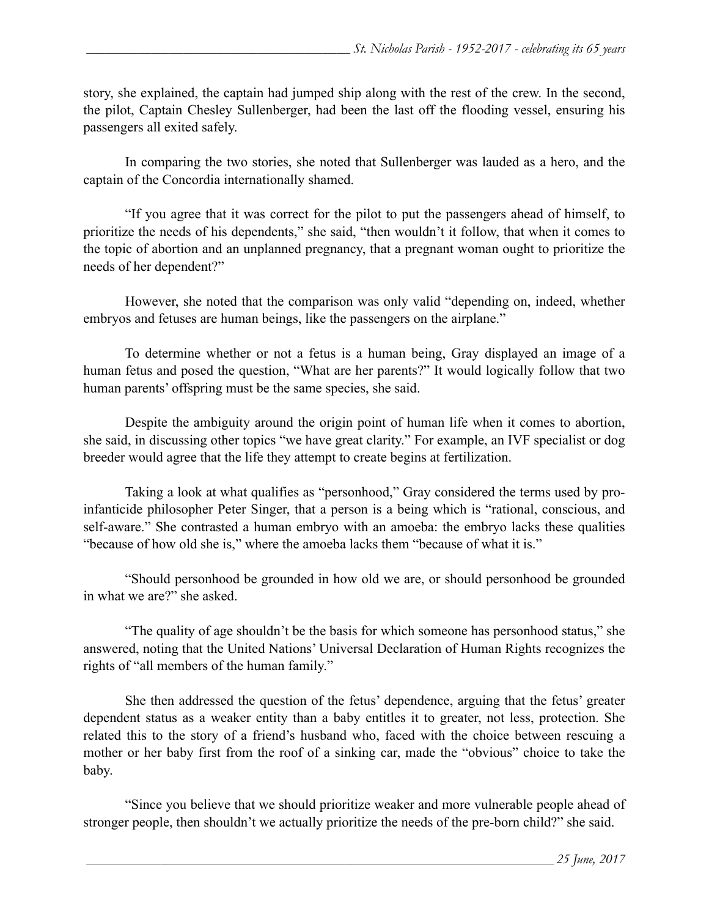story, she explained, the captain had jumped ship along with the rest of the crew. In the second, the pilot, Captain Chesley Sullenberger, had been the last off the flooding vessel, ensuring his passengers all exited safely.

In comparing the two stories, she noted that Sullenberger was lauded as a hero, and the captain of the Concordia internationally shamed.

"If you agree that it was correct for the pilot to put the passengers ahead of himself, to prioritize the needs of his dependents," she said, "then wouldn't it follow, that when it comes to the topic of abortion and an unplanned pregnancy, that a pregnant woman ought to prioritize the needs of her dependent?"

However, she noted that the comparison was only valid "depending on, indeed, whether embryos and fetuses are human beings, like the passengers on the airplane."

To determine whether or not a fetus is a human being, Gray displayed an image of a human fetus and posed the question, "What are her parents?" It would logically follow that two human parents' offspring must be the same species, she said.

Despite the ambiguity around the origin point of human life when it comes to abortion, she said, in discussing other topics "we have great clarity." For example, an IVF specialist or dog breeder would agree that the life they attempt to create begins at fertilization.

Taking a look at what qualifies as "personhood," Gray considered the terms used by pro-infanticide philosopher Peter Singer, that a person is a being which is "rational, conscious, and self-aware." She contrasted a human embryo with an amoeba: the embryo lacks these qualities "because of how old she is," where the amoeba lacks them "because of what it is."

"Should personhood be grounded in how old we are, or should personhood be grounded in what we are?" she asked.

"The quality of age shouldn't be the basis for which someone has personhood status," she answered, noting that the United Nations' Universal Declaration of Human Rights recognizes the rights of "all members of the human family."

She then addressed the question of the fetus' dependence, arguing that the fetus' greater dependent status as a weaker entity than a baby entitles it to greater, not less, protection. She related this to the story of a friend's husband who, faced with the choice between rescuing a mother or her baby first from the roof of a sinking car, made the "obvious" choice to take the baby.

"Since you believe that we should prioritize weaker and more vulnerable people ahead of stronger people, then shouldn't we actually prioritize the needs of the pre-born child?" she said.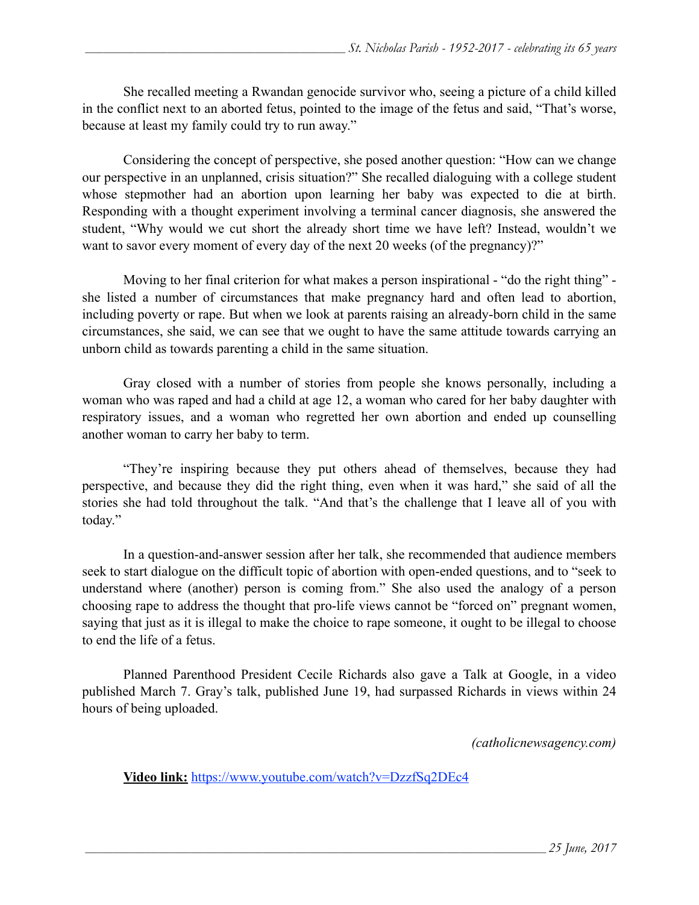She recalled meeting a Rwandan genocide survivor who, seeing a picture of a child killed in the conflict next to an aborted fetus, pointed to the image of the fetus and said, "That's worse, because at least my family could try to run away."

Considering the concept of perspective, she posed another question: "How can we change our perspective in an unplanned, crisis situation?" She recalled dialoguing with a college student whose stepmother had an abortion upon learning her baby was expected to die at birth. Responding with a thought experiment involving a terminal cancer diagnosis, she answered the student, "Why would we cut short the already short time we have left? Instead, wouldn't we want to savor every moment of every day of the next 20 weeks (of the pregnancy)?"

Moving to her final criterion for what makes a person inspirational - "do the right thing" - she listed a number of circumstances that make pregnancy hard and often lead to abortion, including poverty or rape. But when we look at parents raising an already-born child in the same circumstances, she said, we can see that we ought to have the same attitude towards carrying an unborn child as towards parenting a child in the same situation.

Gray closed with a number of stories from people she knows personally, including a woman who was raped and had a child at age 12, a woman who cared for her baby daughter with respiratory issues, and a woman who regretted her own abortion and ended up counselling another woman to carry her baby to term.

"They're inspiring because they put others ahead of themselves, because they had perspective, and because they did the right thing, even when it was hard," she said of all the stories she had told throughout the talk. "And that's the challenge that I leave all of you with today."

In a question-and-answer session after her talk, she recommended that audience members seek to start dialogue on the difficult topic of abortion with open-ended questions, and to "seek to understand where (another) person is coming from." She also used the analogy of a person choosing rape to address the thought that pro-life views cannot be "forced on" pregnant women, saying that just as it is illegal to make the choice to rape someone, it ought to be illegal to choose to end the life of a fetus.

Planned Parenthood President Cecile Richards also gave a Talk at Google, in a video published March 7. Gray's talk, published June 19, had surpassed Richards in views within 24 hours of being uploaded.

*(catholicnewsagency.com)*

**Video link:** https://www.youtube.com/watch?v=DzzfSq2DEc4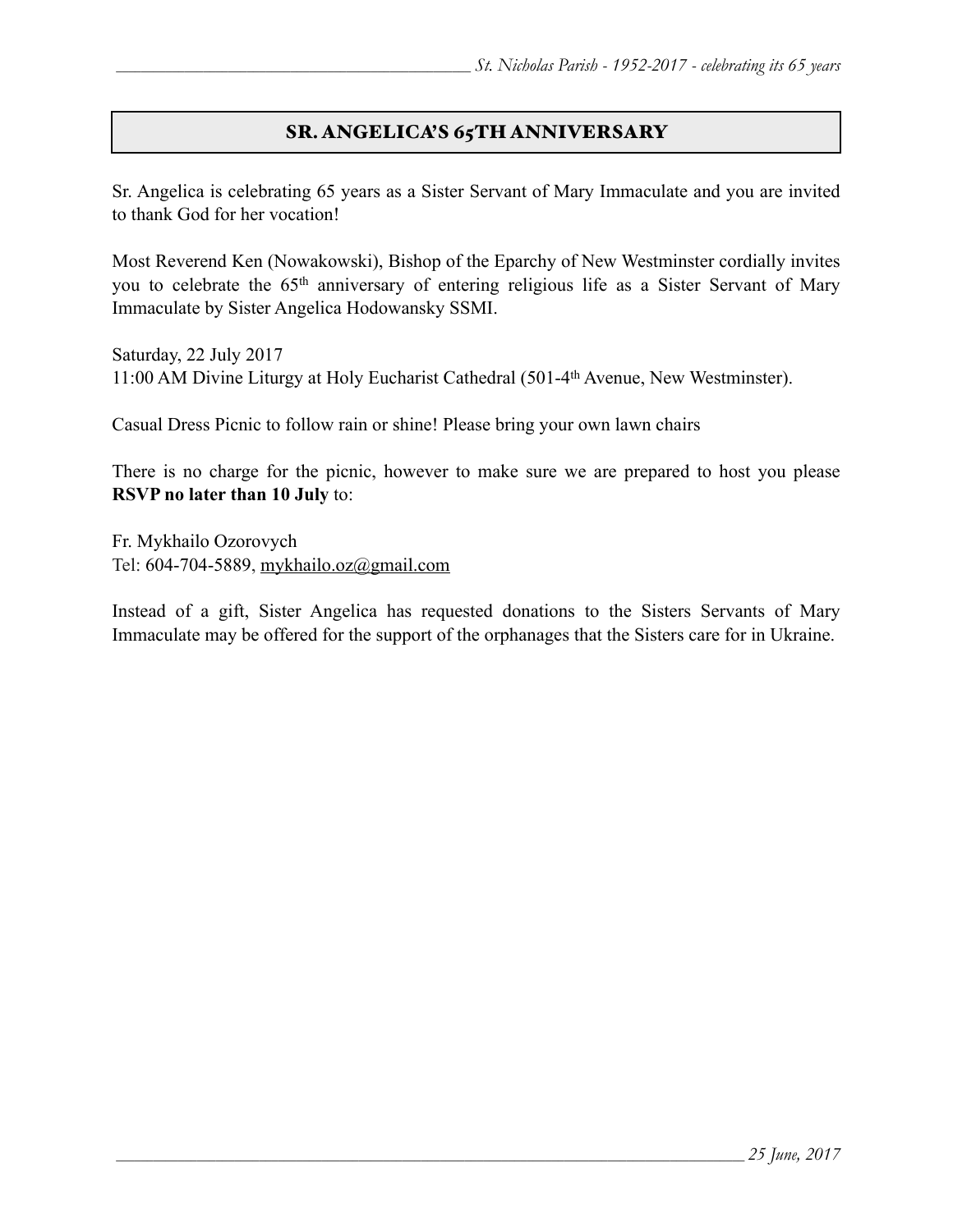## SR. ANGELICA'S 65TH ANNIVERSARY

Sr. Angelica is celebrating 65 years as a Sister Servant of Mary Immaculate and you are invited to thank God for her vocation!

Most Reverend Ken (Nowakowski), Bishop of the Eparchy of New Westminster cordially invites you to celebrate the 65th anniversary of entering religious life as a Sister Servant of Mary Immaculate by Sister Angelica Hodowansky SSMI.

Saturday, 22 July 2017
11:00 AM Divine Liturgy at Holy Eucharist Cathedral (501-4th Avenue, New Westminster).

Casual Dress Picnic to follow rain or shine! Please bring your own lawn chairs

There is no charge for the picnic, however to make sure we are prepared to host you please **RSVP no later than 10 July** to:

Fr. Mykhailo Ozorovych
Tel: 604-704-5889, mykhailo.oz@gmail.com

Instead of a gift, Sister Angelica has requested donations to the Sisters Servants of Mary Immaculate may be offered for the support of the orphanages that the Sisters care for in Ukraine.